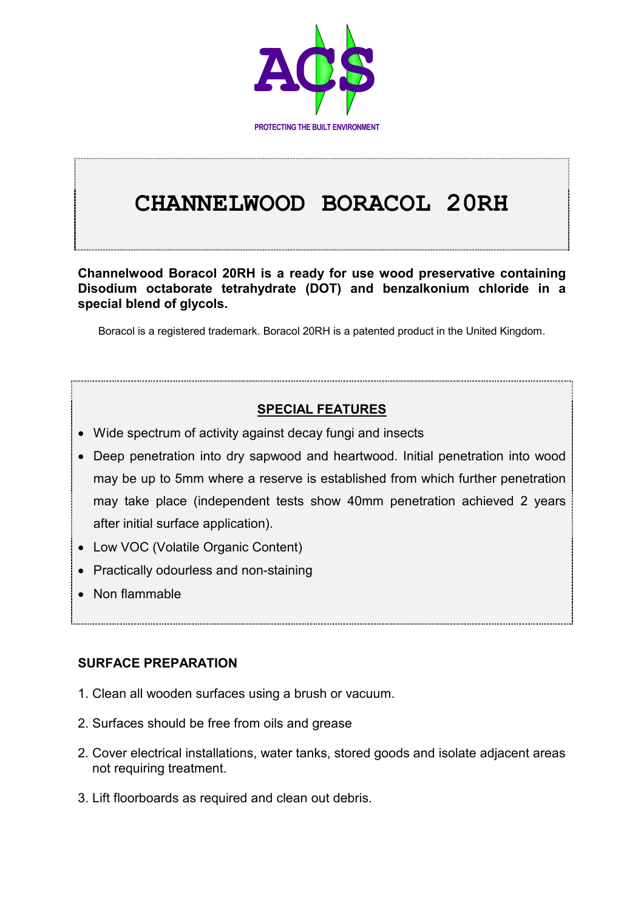ACS

PROTECTING THE BUILT ENVIRONMENT

# CHANNELWOOD BORACOL 20RH

**Channelwood Boracol 20RH is a ready for use wood preservative containing Disodium octaborate tetrahydrate (DOT) and benzalkonium chloride in a special blend of glycols.**

Boracol is a registered trademark. Boracol 20RH is a patented product in the United Kingdom.

## SPECIAL FEATURES

- Wide spectrum of activity against decay fungi and insects
- Deep penetration into dry sapwood and heartwood. Initial penetration into wood may be up to 5mm where a reserve is established from which further penetration may take place (independent tests show 40mm penetration achieved 2 years after initial surface application).
- Low VOC (Volatile Organic Content)
- Practically odourless and non-staining
- Non flammable

## SURFACE PREPARATION

1. Clean all wooden surfaces using a brush or vacuum.

2. Surfaces should be free from oils and grease

2. Cover electrical installations, water tanks, stored goods and isolate adjacent areas not requiring treatment.

3. Lift floorboards as required and clean out debris.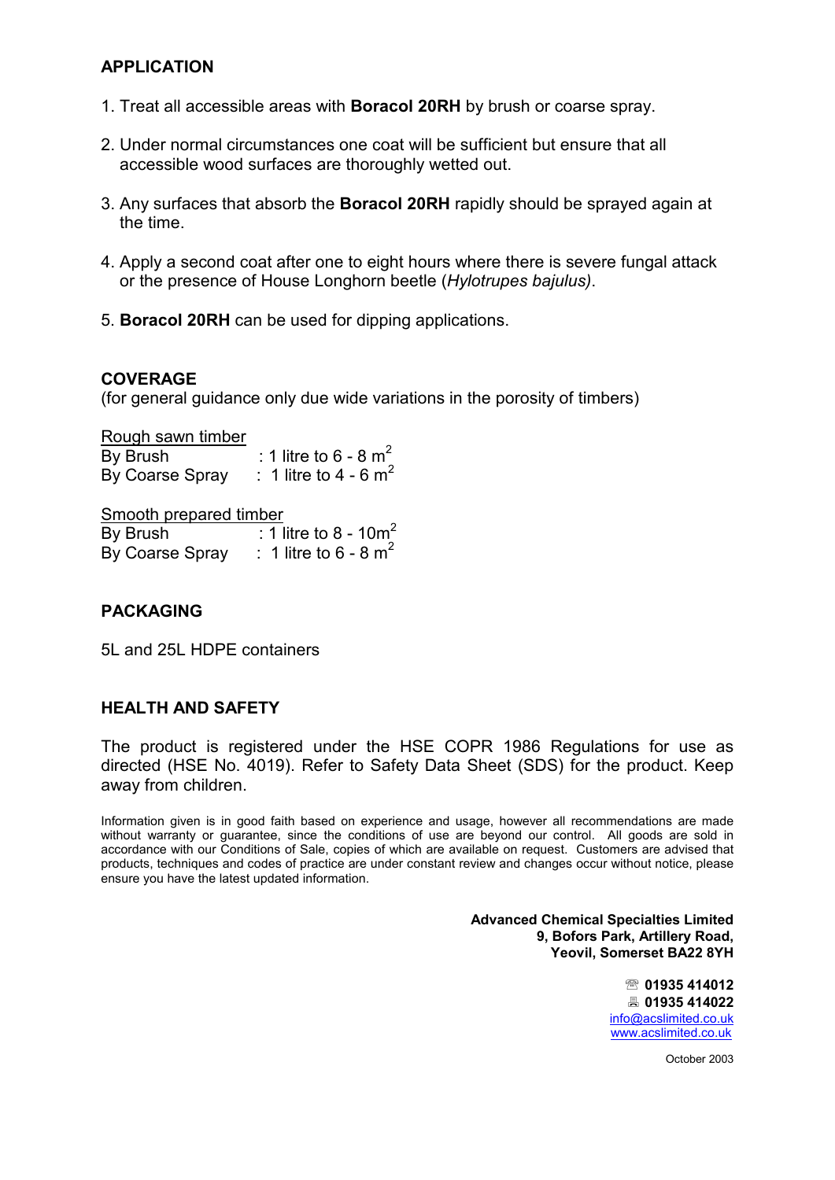## APPLICATION

1. Treat all accessible areas with **Boracol 20RH** by brush or coarse spray.
2. Under normal circumstances one coat will be sufficient but ensure that all accessible wood surfaces are thoroughly wetted out.
3. Any surfaces that absorb the **Boracol 20RH** rapidly should be sprayed again at the time.
4. Apply a second coat after one to eight hours where there is severe fungal attack or the presence of House Longhorn beetle (*Hylotrupes bajulus)*.
5. **Boracol 20RH** can be used for dipping applications.

## COVERAGE

(for general guidance only due wide variations in the porosity of timbers)

Rough sawn timber

By Brush : 1 litre to 6 - 8 $m^2$
By Coarse Spray : 1 litre to 4 - 6 $m^2$

Smooth prepared timber

By Brush : 1 litre to 8 - 10$m^2$
By Coarse Spray : 1 litre to 6 - 8 $m^2$

## PACKAGING

5L and 25L HDPE containers

## HEALTH AND SAFETY

The product is registered under the HSE COPR 1986 Regulations for use as directed (HSE No. 4019). Refer to Safety Data Sheet (SDS) for the product. Keep away from children.

Information given is in good faith based on experience and usage, however all recommendations are made without warranty or guarantee, since the conditions of use are beyond our control. All goods are sold in accordance with our Conditions of Sale, copies of which are available on request. Customers are advised that products, techniques and codes of practice are under constant review and changes occur without notice, please ensure you have the latest updated information.

**Advanced Chemical Specialties Limited**
**9, Bofors Park, Artillery Road,**
**Yeovil, Somerset BA22 8YH**

☏ **01935 414012**
🖷 **01935 414022**
info@acslimited.co.uk
www.acslimited.co.uk

October 2003